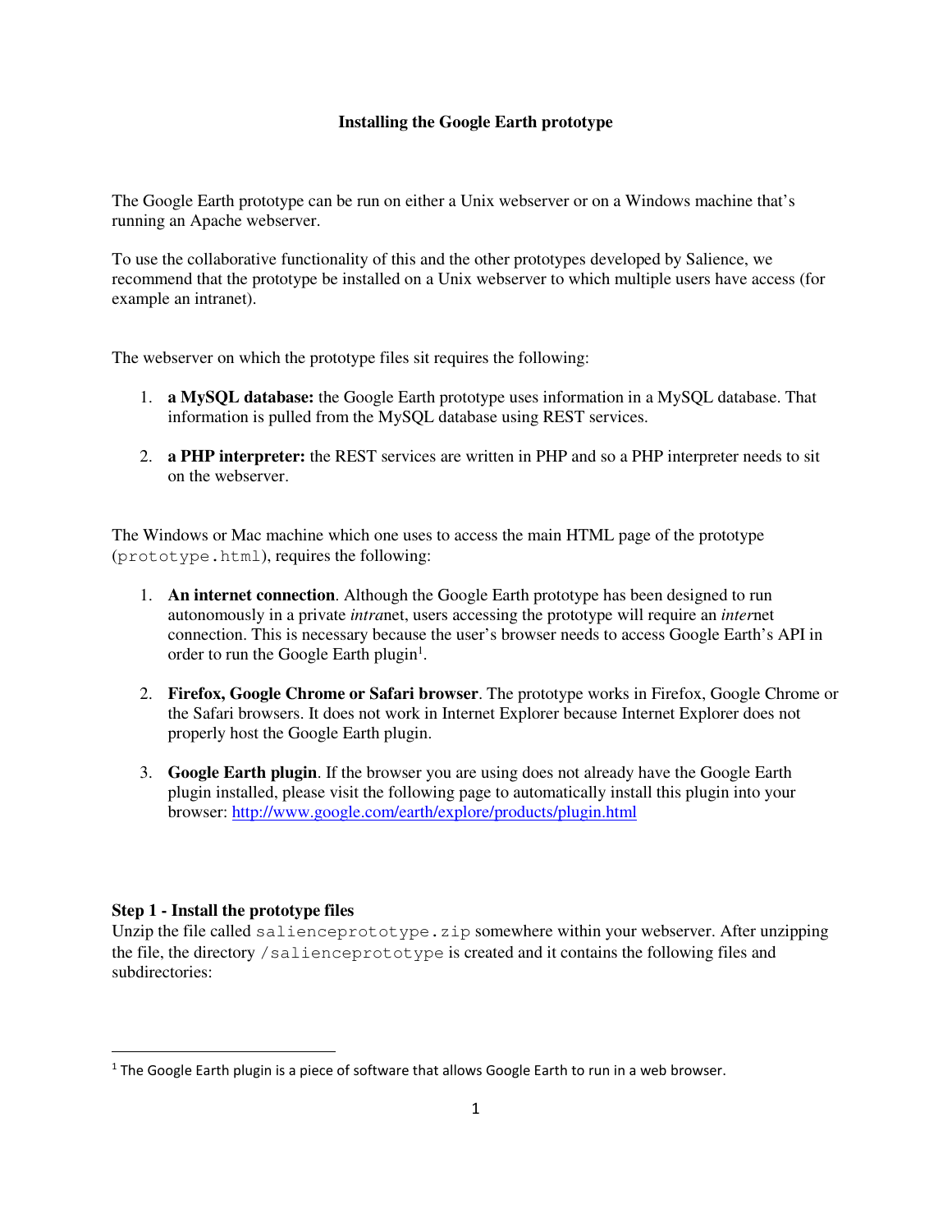# Installing the Google Earth prototype

The Google Earth prototype can be run on either a Unix webserver or on a Windows machine that's running an Apache webserver.

To use the collaborative functionality of this and the other prototypes developed by Salience, we recommend that the prototype be installed on a Unix webserver to which multiple users have access (for example an intranet).

The webserver on which the prototype files sit requires the following:

1. **a MySQL database:** the Google Earth prototype uses information in a MySQL database. That information is pulled from the MySQL database using REST services.

2. **a PHP interpreter:** the REST services are written in PHP and so a PHP interpreter needs to sit on the webserver.

The Windows or Mac machine which one uses to access the main HTML page of the prototype (`prototype.html`), requires the following:

1. **An internet connection**. Although the Google Earth prototype has been designed to run autonomously in a private *intra*net, users accessing the prototype will require an *inter*net connection. This is necessary because the user's browser needs to access Google Earth's API in order to run the Google Earth plugin[1].

2. **Firefox, Google Chrome or Safari browser**. The prototype works in Firefox, Google Chrome or the Safari browsers. It does not work in Internet Explorer because Internet Explorer does not properly host the Google Earth plugin.

3. **Google Earth plugin**. If the browser you are using does not already have the Google Earth plugin installed, please visit the following page to automatically install this plugin into your browser: [http://www.google.com/earth/explore/products/plugin.html](http://www.google.com/earth/explore/products/plugin.html)

### Step 1 - Install the prototype files

Unzip the file called `salienceprototype.zip` somewhere within your webserver. After unzipping the file, the directory `/salienceprototype` is created and it contains the following files and subdirectories:

---

[1] The Google Earth plugin is a piece of software that allows Google Earth to run in a web browser.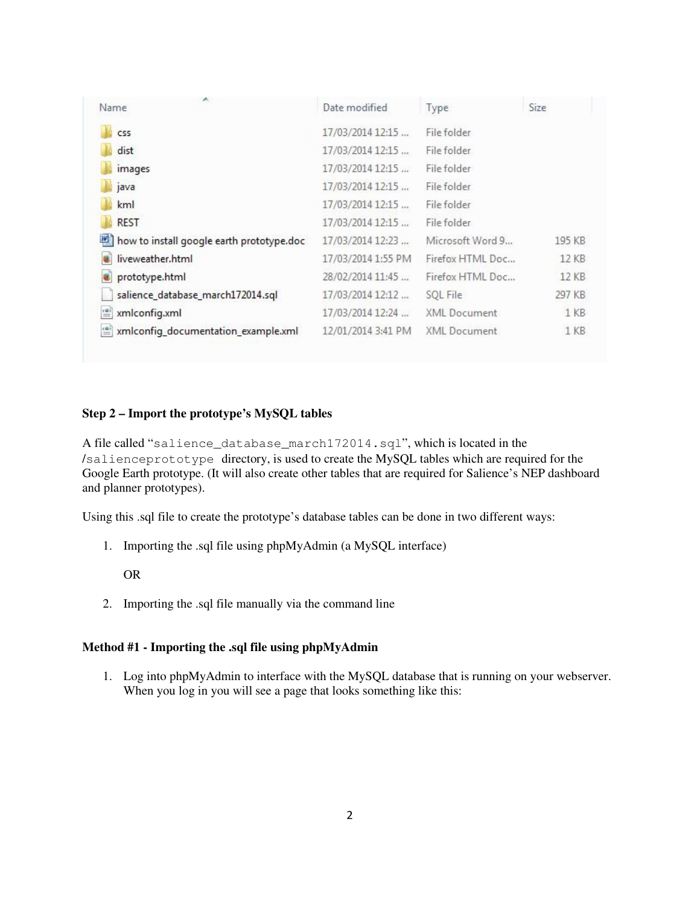| Name | Date modified | Type | Size |
|---|---|---|---|
| css | 17/03/2014 12:15 ... | File folder | |
| dist | 17/03/2014 12:15 ... | File folder | |
| images | 17/03/2014 12:15 ... | File folder | |
| java | 17/03/2014 12:15 ... | File folder | |
| kml | 17/03/2014 12:15 ... | File folder | |
| REST | 17/03/2014 12:15 ... | File folder | |
| how to install google earth prototype.doc | 17/03/2014 12:23 ... | Microsoft Word 9... | 195 KB |
| liveweather.html | 17/03/2014 1:55 PM | Firefox HTML Doc... | 12 KB |
| prototype.html | 28/02/2014 11:45 ... | Firefox HTML Doc... | 12 KB |
| salience_database_march172014.sql | 17/03/2014 12:12 ... | SQL File | 297 KB |
| xmlconfig.xml | 17/03/2014 12:24 ... | XML Document | 1 KB |
| xmlconfig_documentation_example.xml | 12/01/2014 3:41 PM | XML Document | 1 KB |

**Step 2 – Import the prototype's MySQL tables**

A file called "`salience_database_march172014.sql`", which is located in the /`salienceprototype` directory, is used to create the MySQL tables which are required for the Google Earth prototype. (It will also create other tables that are required for Salience's NEP dashboard and planner prototypes).

Using this .sql file to create the prototype's database tables can be done in two different ways:

1. Importing the .sql file using phpMyAdmin (a MySQL interface)

   OR

2. Importing the .sql file manually via the command line

**Method #1 - Importing the .sql file using phpMyAdmin**

1. Log into phpMyAdmin to interface with the MySQL database that is running on your webserver. When you log in you will see a page that looks something like this: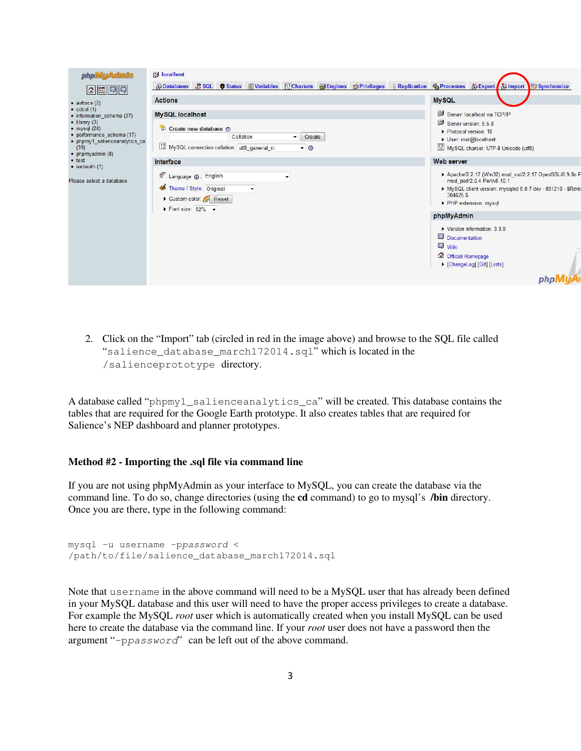2. Click on the "Import" tab (circled in red in the image above) and browse to the SQL file called "`salience_database_march172014.sql`" which is located in the `/salienceprototype` directory.

A database called "`phpmy1_salienceanalytics_ca`" will be created. This database contains the tables that are required for the Google Earth prototype. It also creates tables that are required for Salience's NEP dashboard and planner prototypes.

### Method #2 - Importing the .sql file via command line

If you are not using phpMyAdmin as your interface to MySQL, you can create the database via the command line. To do so, change directories (using the **cd** command) to go to mysql's **/bin** directory. Once you are there, type in the following command:

```
mysql -u username -ppassword <
/path/to/file/salience_database_march172014.sql
```

Note that `username` in the above command will need to be a MySQL user that has already been defined in your MySQL database and this user will need to have the proper access privileges to create a database. For example the MySQL *root* user which is automatically created when you install MySQL can be used here to create the database via the command line. If your *root* user does not have a password then the argument "`-ppassword`" can be left out of the above command.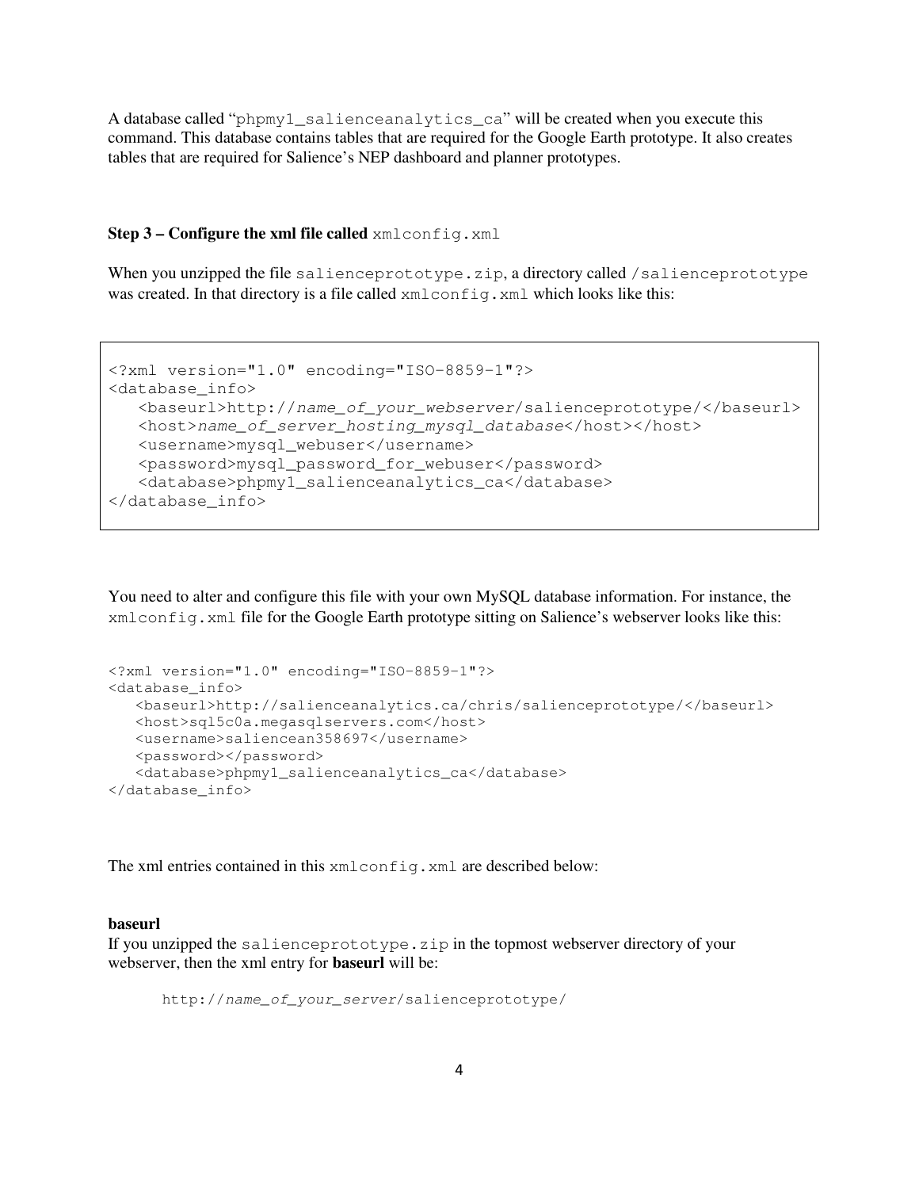A database called "phpmy1_salienceanalytics_ca" will be created when you execute this command. This database contains tables that are required for the Google Earth prototype. It also creates tables that are required for Salience's NEP dashboard and planner prototypes.

**Step 3 – Configure the xml file called** `xmlconfig.xml`

When you unzipped the file `salienceprototype.zip`, a directory called `/salienceprototype` was created. In that directory is a file called `xmlconfig.xml` which looks like this:

```
<?xml version="1.0" encoding="ISO-8859-1"?>
<database_info>
   <baseurl>http://name_of_your_webserver/salienceprototype/</baseurl>
   <host>name_of_server_hosting_mysql_database</host></host>
   <username>mysql_webuser</username>
   <password>mysql_password_for_webuser</password>
   <database>phpmy1_salienceanalytics_ca</database>
</database_info>
```

You need to alter and configure this file with your own MySQL database information. For instance, the `xmlconfig.xml` file for the Google Earth prototype sitting on Salience's webserver looks like this:

```
<?xml version="1.0" encoding="ISO-8859-1"?>
<database_info>
   <baseurl>http://salienceanalytics.ca/chris/salienceprototype/</baseurl>
   <host>sql5c0a.megasqlservers.com</host>
   <username>saliencean358697</username>
   <password></password>
   <database>phpmy1_salienceanalytics_ca</database>
</database_info>
```

The xml entries contained in this `xmlconfig.xml` are described below:

**baseurl**
If you unzipped the `salienceprototype.zip` in the topmost webserver directory of your webserver, then the xml entry for **baseurl** will be:

```
http://name_of_your_server/salienceprototype/
```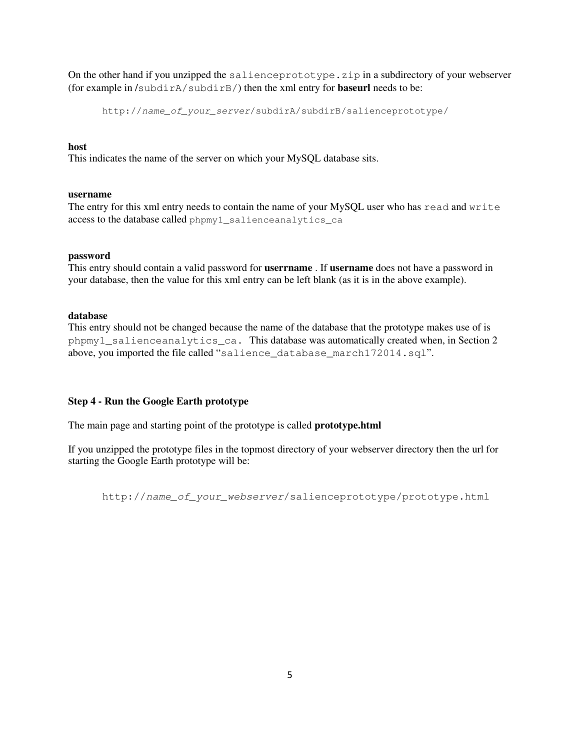On the other hand if you unzipped the `salienceprototype.zip` in a subdirectory of your webserver (for example in /`subdirA/subdirB/`) then the xml entry for **baseurl** needs to be:

```
http://name_of_your_server/subdirA/subdirB/salienceprototype/
```

**host**
This indicates the name of the server on which your MySQL database sits.

**username**
The entry for this xml entry needs to contain the name of your MySQL user who has `read` and `write` access to the database called `phpmy1_salienceanalytics_ca`

**password**
This entry should contain a valid password for **userrname** . If **username** does not have a password in your database, then the value for this xml entry can be left blank (as it is in the above example).

**database**
This entry should not be changed because the name of the database that the prototype makes use of is `phpmy1_salienceanalytics_ca`. This database was automatically created when, in Section 2 above, you imported the file called "`salience_database_march172014.sql`".

**Step 4 - Run the Google Earth prototype**

The main page and starting point of the prototype is called **prototype.html**

If you unzipped the prototype files in the topmost directory of your webserver directory then the url for starting the Google Earth prototype will be:

```
http://name_of_your_webserver/salienceprototype/prototype.html
```